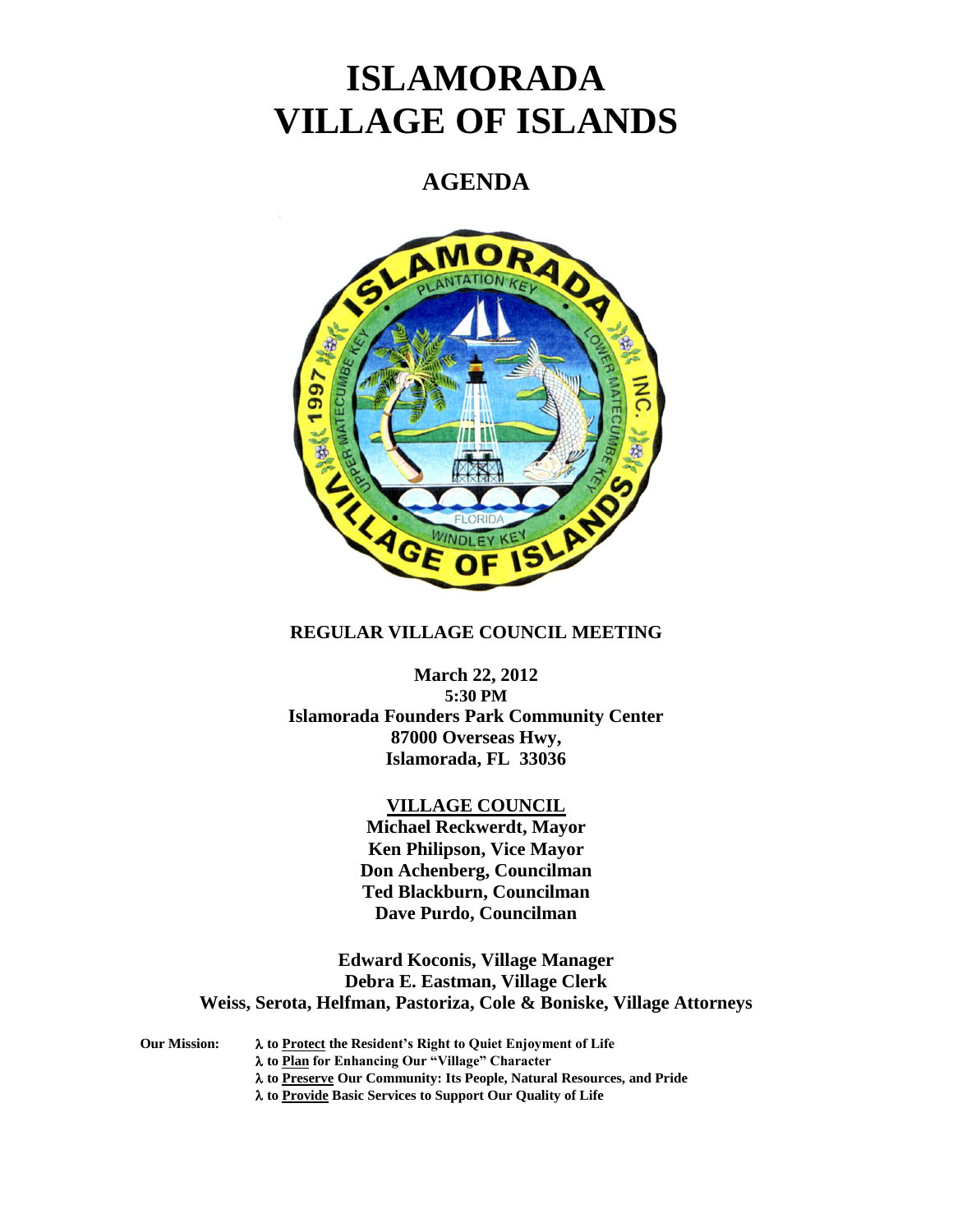# ISLAMORADA VILLAGE OF ISLANDS

## AGENDA

**REGULAR VILLAGE COUNCIL MEETING**

**March 22, 2012**
**5:30 PM**
**Islamorada Founders Park Community Center**
**87000 Overseas Hwy,**
**Islamorada, FL 33036**

**VILLAGE COUNCIL**
**Michael Reckwerdt, Mayor**
**Ken Philipson, Vice Mayor**
**Don Achenberg, Councilman**
**Ted Blackburn, Councilman**
**Dave Purdo, Councilman**

**Edward Koconis, Village Manager**
**Debra E. Eastman, Village Clerk**
**Weiss, Serota, Helfman, Pastoriza, Cole & Boniske, Village Attorneys**

**Our Mission:**
- **λ to Protect the Resident's Right to Quiet Enjoyment of Life**
- **λ to Plan for Enhancing Our "Village" Character**
- **λ to Preserve Our Community: Its People, Natural Resources, and Pride**
- **λ to Provide Basic Services to Support Our Quality of Life**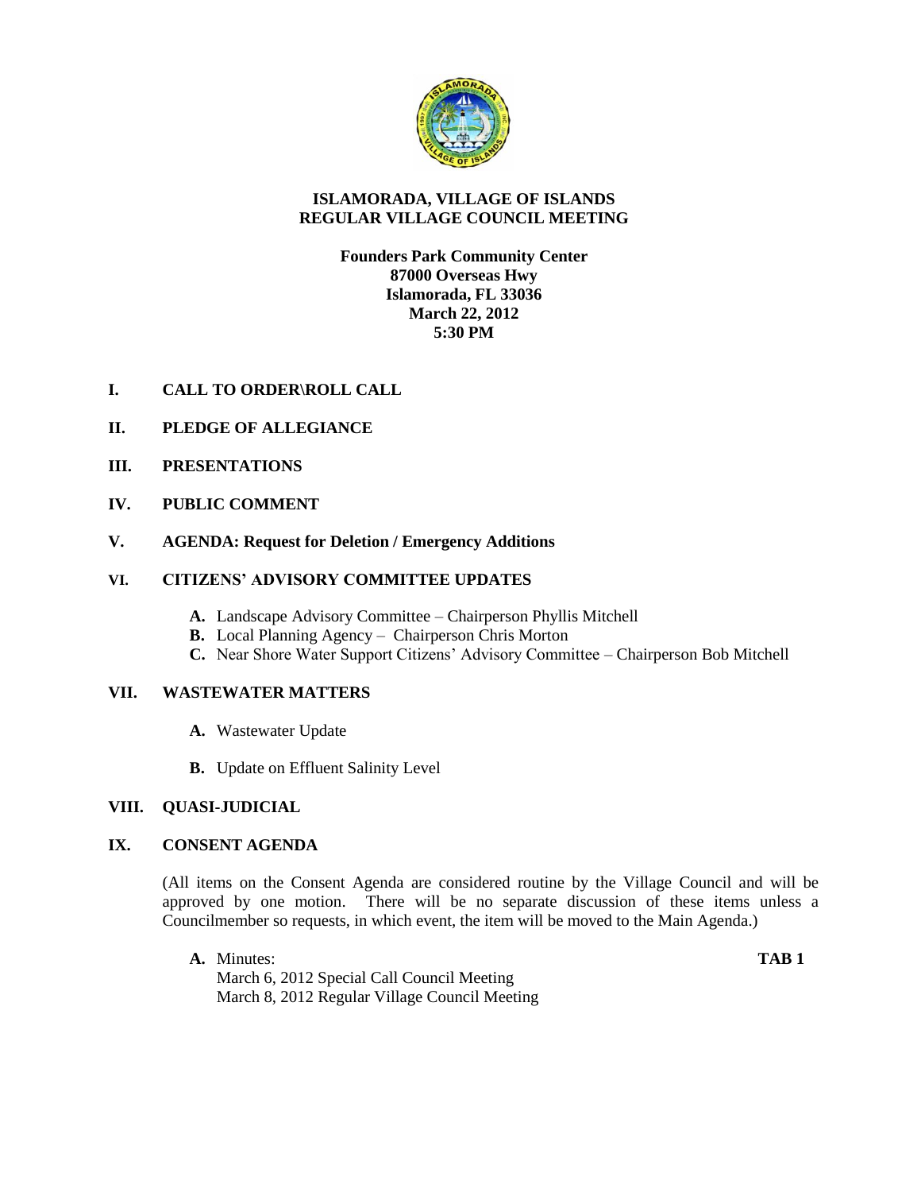# ISLAMORADA, VILLAGE OF ISLANDS
# REGULAR VILLAGE COUNCIL MEETING

**Founders Park Community Center**
**87000 Overseas Hwy**
**Islamorada, FL 33036**
**March 22, 2012**
**5:30 PM**

## I. CALL TO ORDER\ROLL CALL

## II. PLEDGE OF ALLEGIANCE

## III. PRESENTATIONS

## IV. PUBLIC COMMENT

## V. AGENDA: Request for Deletion / Emergency Additions

## VI. CITIZENS' ADVISORY COMMITTEE UPDATES

- **A.** Landscape Advisory Committee – Chairperson Phyllis Mitchell
- **B.** Local Planning Agency – Chairperson Chris Morton
- **C.** Near Shore Water Support Citizens' Advisory Committee – Chairperson Bob Mitchell

## VII. WASTEWATER MATTERS

- **A.** Wastewater Update
- **B.** Update on Effluent Salinity Level

## VIII. QUASI-JUDICIAL

## IX. CONSENT AGENDA

(All items on the Consent Agenda are considered routine by the Village Council and will be approved by one motion. There will be no separate discussion of these items unless a Councilmember so requests, in which event, the item will be moved to the Main Agenda.)

- **A.** Minutes: **TAB 1**
  March 6, 2012 Special Call Council Meeting
  March 8, 2012 Regular Village Council Meeting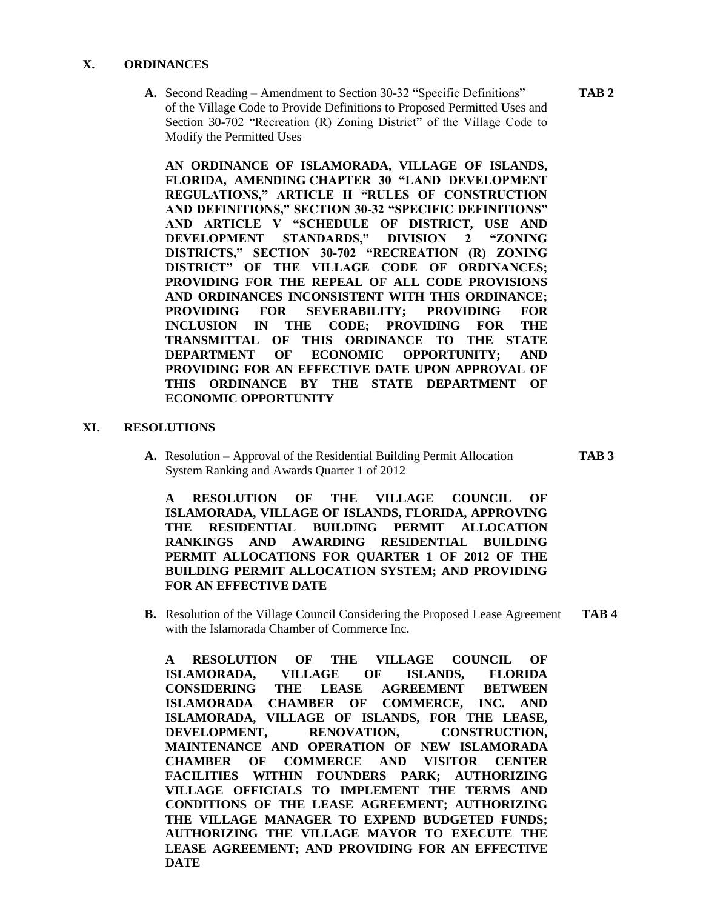## X. ORDINANCES

**A.** Second Reading – Amendment to Section 30-32 "Specific Definitions" of the Village Code to Provide Definitions to Proposed Permitted Uses and Section 30-702 "Recreation (R) Zoning District" of the Village Code to Modify the Permitted Uses **TAB 2**

**AN ORDINANCE OF ISLAMORADA, VILLAGE OF ISLANDS, FLORIDA, AMENDING CHAPTER 30 "LAND DEVELOPMENT REGULATIONS," ARTICLE II "RULES OF CONSTRUCTION AND DEFINITIONS," SECTION 30-32 "SPECIFIC DEFINITIONS" AND ARTICLE V "SCHEDULE OF DISTRICT, USE AND DEVELOPMENT STANDARDS," DIVISION 2 "ZONING DISTRICTS," SECTION 30-702 "RECREATION (R) ZONING DISTRICT" OF THE VILLAGE CODE OF ORDINANCES; PROVIDING FOR THE REPEAL OF ALL CODE PROVISIONS AND ORDINANCES INCONSISTENT WITH THIS ORDINANCE; PROVIDING FOR SEVERABILITY; PROVIDING FOR INCLUSION IN THE CODE; PROVIDING FOR THE TRANSMITTAL OF THIS ORDINANCE TO THE STATE DEPARTMENT OF ECONOMIC OPPORTUNITY; AND PROVIDING FOR AN EFFECTIVE DATE UPON APPROVAL OF THIS ORDINANCE BY THE STATE DEPARTMENT OF ECONOMIC OPPORTUNITY**

## XI. RESOLUTIONS

**A.** Resolution – Approval of the Residential Building Permit Allocation System Ranking and Awards Quarter 1 of 2012 **TAB 3**

**A RESOLUTION OF THE VILLAGE COUNCIL OF ISLAMORADA, VILLAGE OF ISLANDS, FLORIDA, APPROVING THE RESIDENTIAL BUILDING PERMIT ALLOCATION RANKINGS AND AWARDING RESIDENTIAL BUILDING PERMIT ALLOCATIONS FOR QUARTER 1 OF 2012 OF THE BUILDING PERMIT ALLOCATION SYSTEM; AND PROVIDING FOR AN EFFECTIVE DATE**

**B.** Resolution of the Village Council Considering the Proposed Lease Agreement with the Islamorada Chamber of Commerce Inc. **TAB 4**

**A RESOLUTION OF THE VILLAGE COUNCIL OF ISLAMORADA, VILLAGE OF ISLANDS, FLORIDA CONSIDERING THE LEASE AGREEMENT BETWEEN ISLAMORADA CHAMBER OF COMMERCE, INC. AND ISLAMORADA, VILLAGE OF ISLANDS, FOR THE LEASE, DEVELOPMENT, RENOVATION, CONSTRUCTION, MAINTENANCE AND OPERATION OF NEW ISLAMORADA CHAMBER OF COMMERCE AND VISITOR CENTER FACILITIES WITHIN FOUNDERS PARK; AUTHORIZING VILLAGE OFFICIALS TO IMPLEMENT THE TERMS AND CONDITIONS OF THE LEASE AGREEMENT; AUTHORIZING THE VILLAGE MANAGER TO EXPEND BUDGETED FUNDS; AUTHORIZING THE VILLAGE MAYOR TO EXECUTE THE LEASE AGREEMENT; AND PROVIDING FOR AN EFFECTIVE DATE**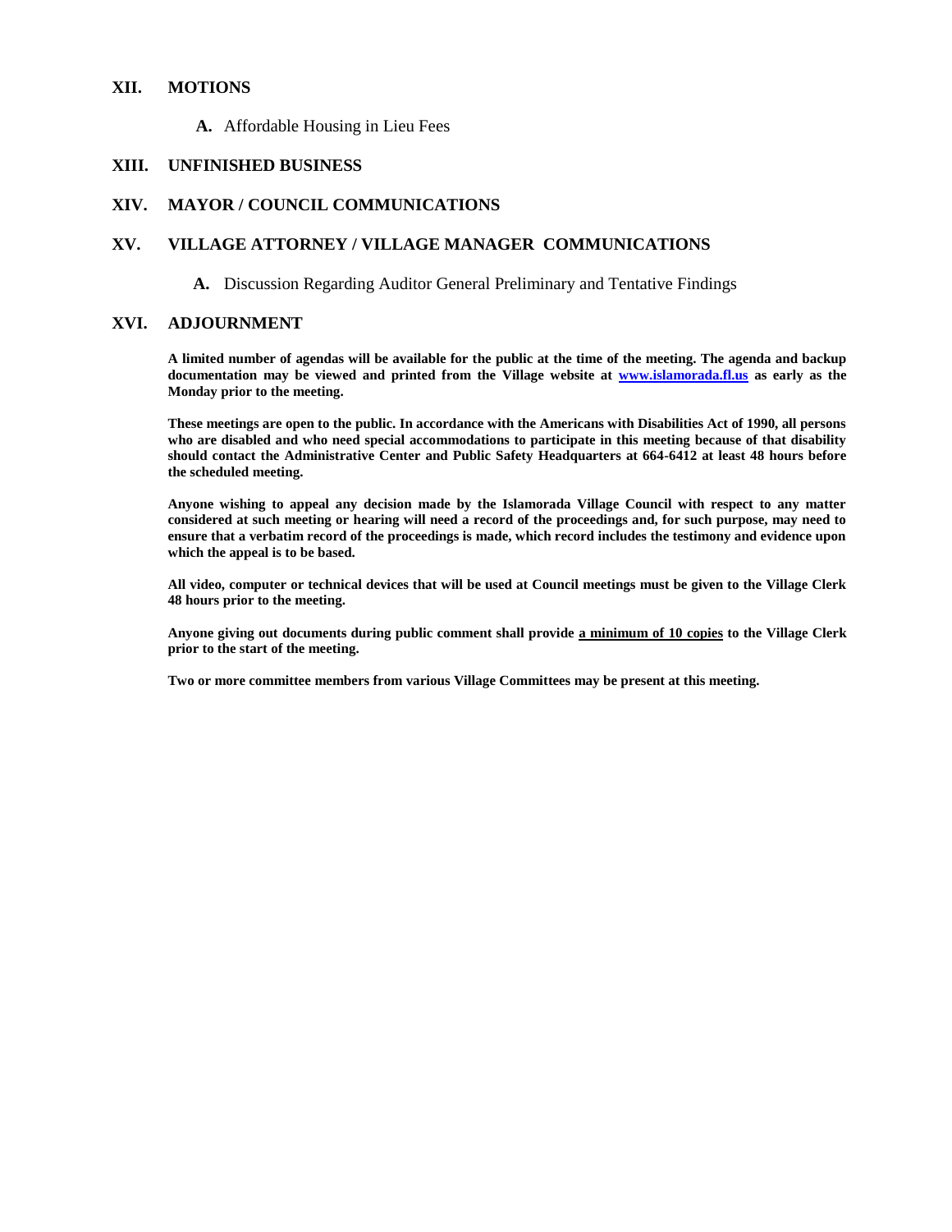## XII. MOTIONS

**A.** Affordable Housing in Lieu Fees

## XIII. UNFINISHED BUSINESS

## XIV. MAYOR / COUNCIL COMMUNICATIONS

## XV. VILLAGE ATTORNEY / VILLAGE MANAGER COMMUNICATIONS

**A.** Discussion Regarding Auditor General Preliminary and Tentative Findings

## XVI. ADJOURNMENT

**A limited number of agendas will be available for the public at the time of the meeting. The agenda and backup documentation may be viewed and printed from the Village website at [www.islamorada.fl.us](http://www.islamorada.fl.us) as early as the Monday prior to the meeting.**

**These meetings are open to the public. In accordance with the Americans with Disabilities Act of 1990, all persons who are disabled and who need special accommodations to participate in this meeting because of that disability should contact the Administrative Center and Public Safety Headquarters at 664-6412 at least 48 hours before the scheduled meeting.**

**Anyone wishing to appeal any decision made by the Islamorada Village Council with respect to any matter considered at such meeting or hearing will need a record of the proceedings and, for such purpose, may need to ensure that a verbatim record of the proceedings is made, which record includes the testimony and evidence upon which the appeal is to be based.**

**All video, computer or technical devices that will be used at Council meetings must be given to the Village Clerk 48 hours prior to the meeting.**

**Anyone giving out documents during public comment shall provide <u>a minimum of 10 copies</u> to the Village Clerk prior to the start of the meeting.**

**Two or more committee members from various Village Committees may be present at this meeting.**